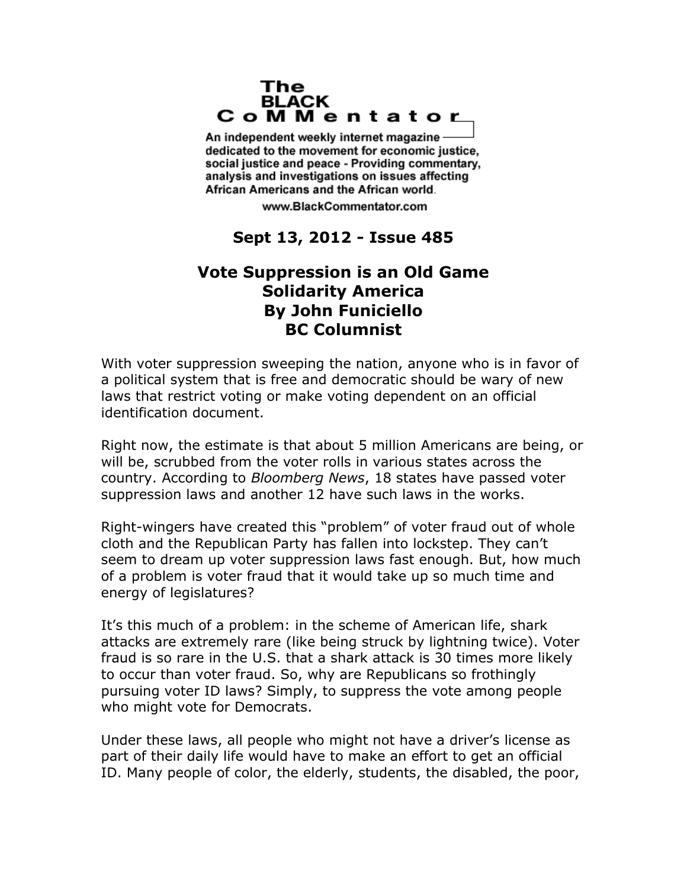# The BLACK CoMMentator

An independent weekly internet magazine dedicated to the movement for economic justice, social justice and peace - Providing commentary, analysis and investigations on issues affecting African Americans and the African world.

www.BlackCommentator.com

**Sept 13, 2012 - Issue 485**

## Vote Suppression is an Old Game
## Solidarity America
## By John Funiciello
## BC Columnist

With voter suppression sweeping the nation, anyone who is in favor of a political system that is free and democratic should be wary of new laws that restrict voting or make voting dependent on an official identification document.

Right now, the estimate is that about 5 million Americans are being, or will be, scrubbed from the voter rolls in various states across the country. According to *Bloomberg News*, 18 states have passed voter suppression laws and another 12 have such laws in the works.

Right-wingers have created this "problem" of voter fraud out of whole cloth and the Republican Party has fallen into lockstep. They can't seem to dream up voter suppression laws fast enough. But, how much of a problem is voter fraud that it would take up so much time and energy of legislatures?

It's this much of a problem: in the scheme of American life, shark attacks are extremely rare (like being struck by lightning twice). Voter fraud is so rare in the U.S. that a shark attack is 30 times more likely to occur than voter fraud. So, why are Republicans so frothingly pursuing voter ID laws? Simply, to suppress the vote among people who might vote for Democrats.

Under these laws, all people who might not have a driver's license as part of their daily life would have to make an effort to get an official ID. Many people of color, the elderly, students, the disabled, the poor,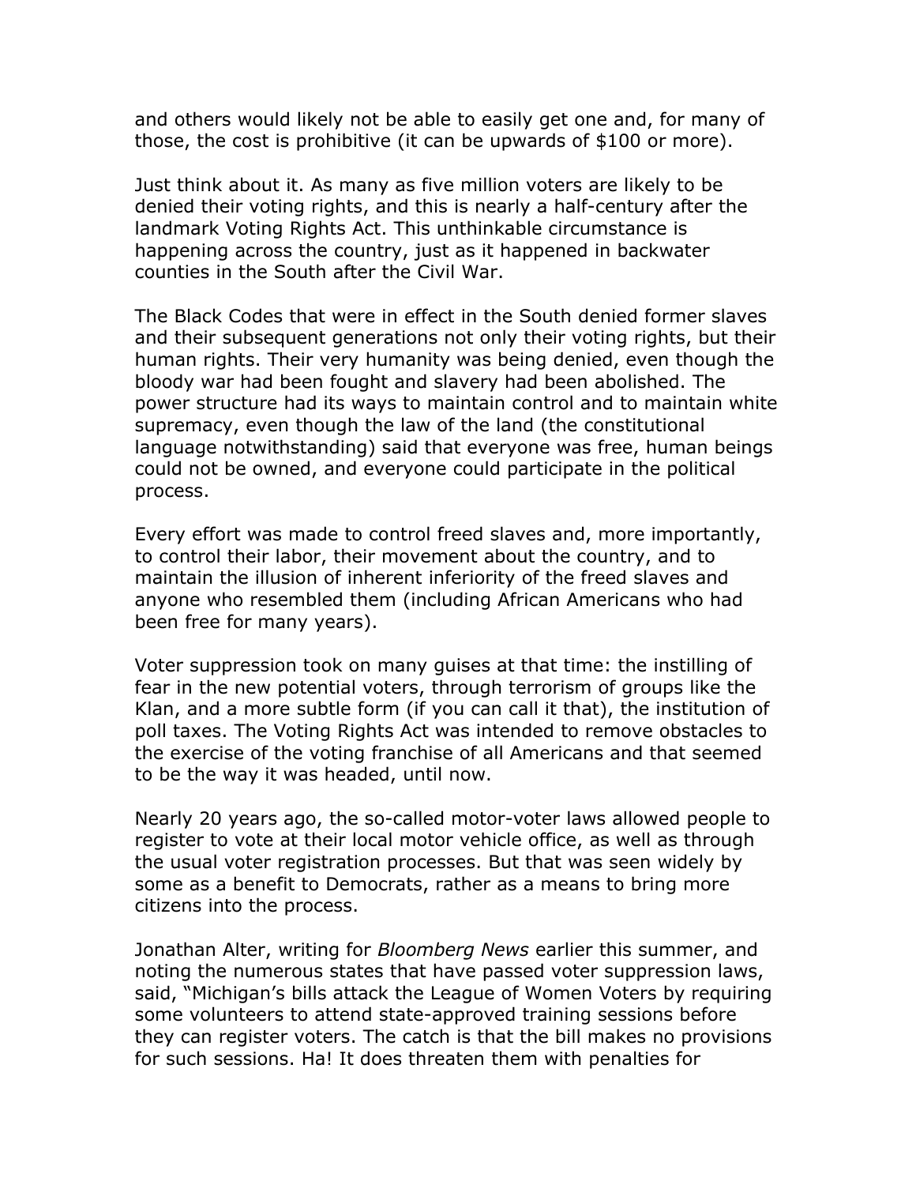and others would likely not be able to easily get one and, for many of those, the cost is prohibitive (it can be upwards of $100 or more).

Just think about it. As many as five million voters are likely to be denied their voting rights, and this is nearly a half-century after the landmark Voting Rights Act. This unthinkable circumstance is happening across the country, just as it happened in backwater counties in the South after the Civil War.

The Black Codes that were in effect in the South denied former slaves and their subsequent generations not only their voting rights, but their human rights. Their very humanity was being denied, even though the bloody war had been fought and slavery had been abolished. The power structure had its ways to maintain control and to maintain white supremacy, even though the law of the land (the constitutional language notwithstanding) said that everyone was free, human beings could not be owned, and everyone could participate in the political process.

Every effort was made to control freed slaves and, more importantly, to control their labor, their movement about the country, and to maintain the illusion of inherent inferiority of the freed slaves and anyone who resembled them (including African Americans who had been free for many years).

Voter suppression took on many guises at that time: the instilling of fear in the new potential voters, through terrorism of groups like the Klan, and a more subtle form (if you can call it that), the institution of poll taxes. The Voting Rights Act was intended to remove obstacles to the exercise of the voting franchise of all Americans and that seemed to be the way it was headed, until now.

Nearly 20 years ago, the so-called motor-voter laws allowed people to register to vote at their local motor vehicle office, as well as through the usual voter registration processes. But that was seen widely by some as a benefit to Democrats, rather as a means to bring more citizens into the process.

Jonathan Alter, writing for *Bloomberg News* earlier this summer, and noting the numerous states that have passed voter suppression laws, said, "Michigan's bills attack the League of Women Voters by requiring some volunteers to attend state-approved training sessions before they can register voters. The catch is that the bill makes no provisions for such sessions. Ha! It does threaten them with penalties for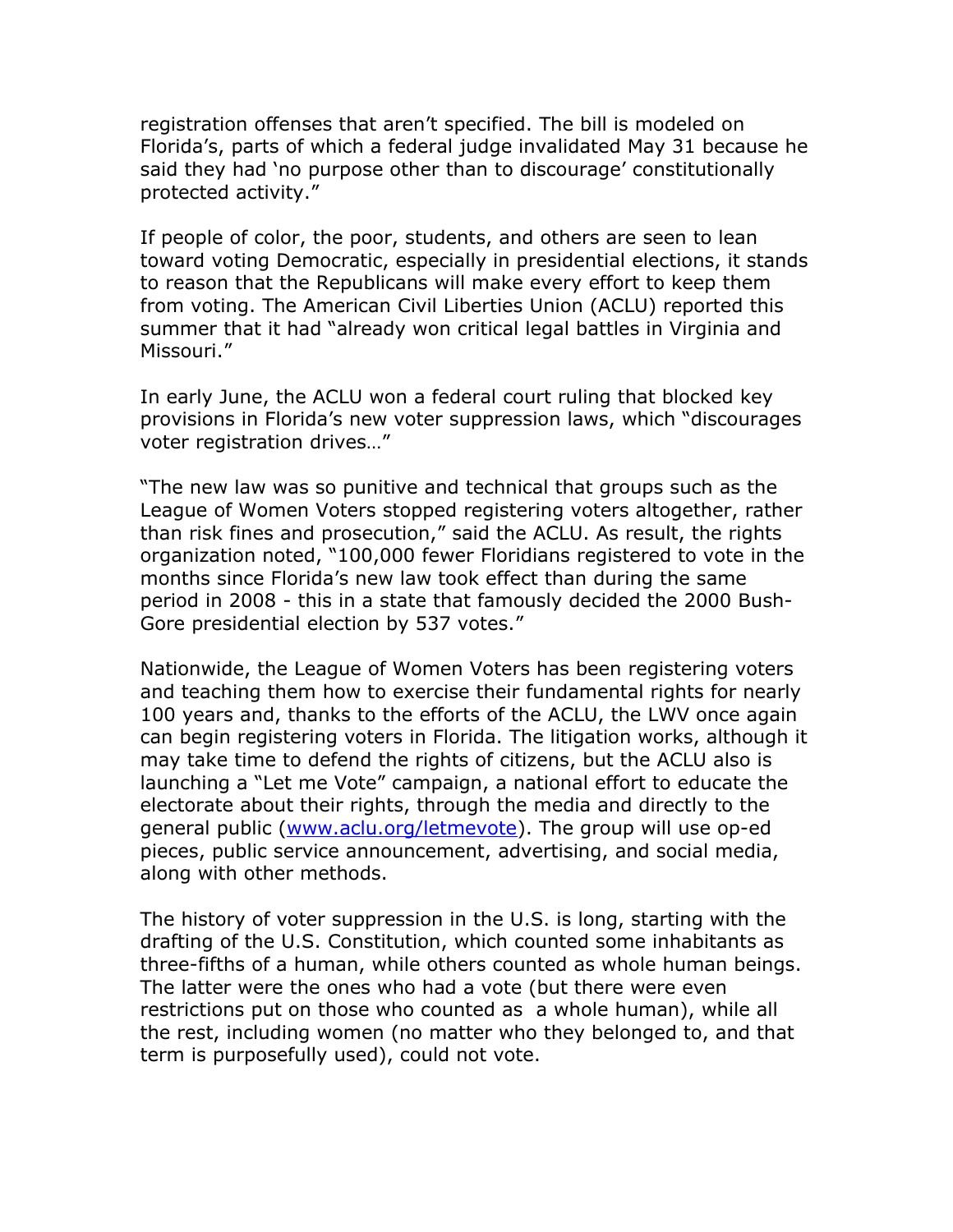registration offenses that aren't specified. The bill is modeled on Florida's, parts of which a federal judge invalidated May 31 because he said they had 'no purpose other than to discourage' constitutionally protected activity."

If people of color, the poor, students, and others are seen to lean toward voting Democratic, especially in presidential elections, it stands to reason that the Republicans will make every effort to keep them from voting. The American Civil Liberties Union (ACLU) reported this summer that it had "already won critical legal battles in Virginia and Missouri."

In early June, the ACLU won a federal court ruling that blocked key provisions in Florida's new voter suppression laws, which "discourages voter registration drives…"

"The new law was so punitive and technical that groups such as the League of Women Voters stopped registering voters altogether, rather than risk fines and prosecution," said the ACLU. As result, the rights organization noted, "100,000 fewer Floridians registered to vote in the months since Florida's new law took effect than during the same period in 2008 - this in a state that famously decided the 2000 Bush-Gore presidential election by 537 votes."

Nationwide, the League of Women Voters has been registering voters and teaching them how to exercise their fundamental rights for nearly 100 years and, thanks to the efforts of the ACLU, the LWV once again can begin registering voters in Florida. The litigation works, although it may take time to defend the rights of citizens, but the ACLU also is launching a "Let me Vote" campaign, a national effort to educate the electorate about their rights, through the media and directly to the general public ([www.aclu.org/letmevote](www.aclu.org/letmevote)). The group will use op-ed pieces, public service announcement, advertising, and social media, along with other methods.

The history of voter suppression in the U.S. is long, starting with the drafting of the U.S. Constitution, which counted some inhabitants as three-fifths of a human, while others counted as whole human beings. The latter were the ones who had a vote (but there were even restrictions put on those who counted as a whole human), while all the rest, including women (no matter who they belonged to, and that term is purposefully used), could not vote.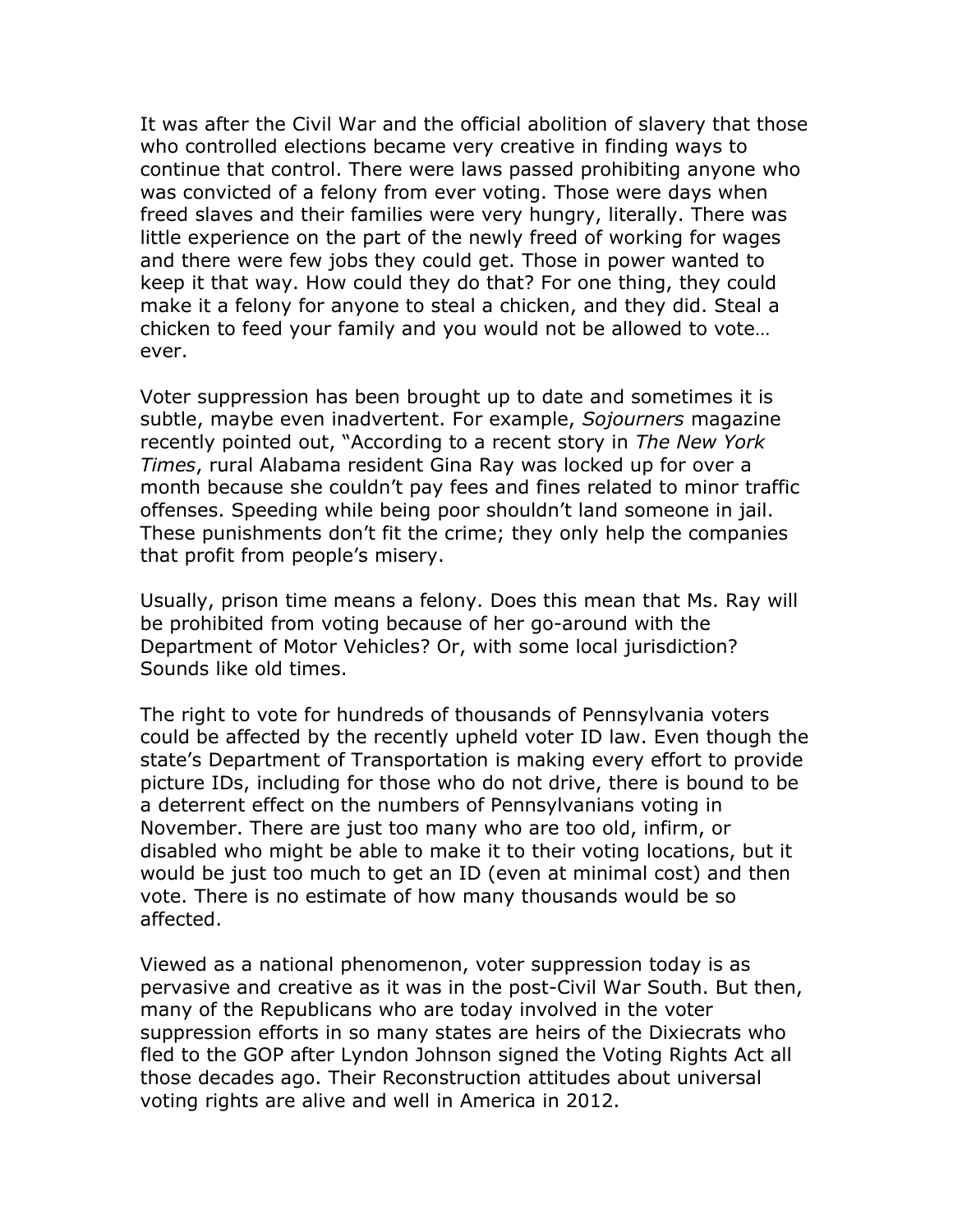It was after the Civil War and the official abolition of slavery that those who controlled elections became very creative in finding ways to continue that control. There were laws passed prohibiting anyone who was convicted of a felony from ever voting. Those were days when freed slaves and their families were very hungry, literally. There was little experience on the part of the newly freed of working for wages and there were few jobs they could get. Those in power wanted to keep it that way. How could they do that? For one thing, they could make it a felony for anyone to steal a chicken, and they did. Steal a chicken to feed your family and you would not be allowed to vote… ever.

Voter suppression has been brought up to date and sometimes it is subtle, maybe even inadvertent. For example, *Sojourners* magazine recently pointed out, "According to a recent story in *The New York Times*, rural Alabama resident Gina Ray was locked up for over a month because she couldn't pay fees and fines related to minor traffic offenses. Speeding while being poor shouldn't land someone in jail. These punishments don't fit the crime; they only help the companies that profit from people's misery.

Usually, prison time means a felony. Does this mean that Ms. Ray will be prohibited from voting because of her go-around with the Department of Motor Vehicles? Or, with some local jurisdiction? Sounds like old times.

The right to vote for hundreds of thousands of Pennsylvania voters could be affected by the recently upheld voter ID law. Even though the state's Department of Transportation is making every effort to provide picture IDs, including for those who do not drive, there is bound to be a deterrent effect on the numbers of Pennsylvanians voting in November. There are just too many who are too old, infirm, or disabled who might be able to make it to their voting locations, but it would be just too much to get an ID (even at minimal cost) and then vote. There is no estimate of how many thousands would be so affected.

Viewed as a national phenomenon, voter suppression today is as pervasive and creative as it was in the post-Civil War South. But then, many of the Republicans who are today involved in the voter suppression efforts in so many states are heirs of the Dixiecrats who fled to the GOP after Lyndon Johnson signed the Voting Rights Act all those decades ago. Their Reconstruction attitudes about universal voting rights are alive and well in America in 2012.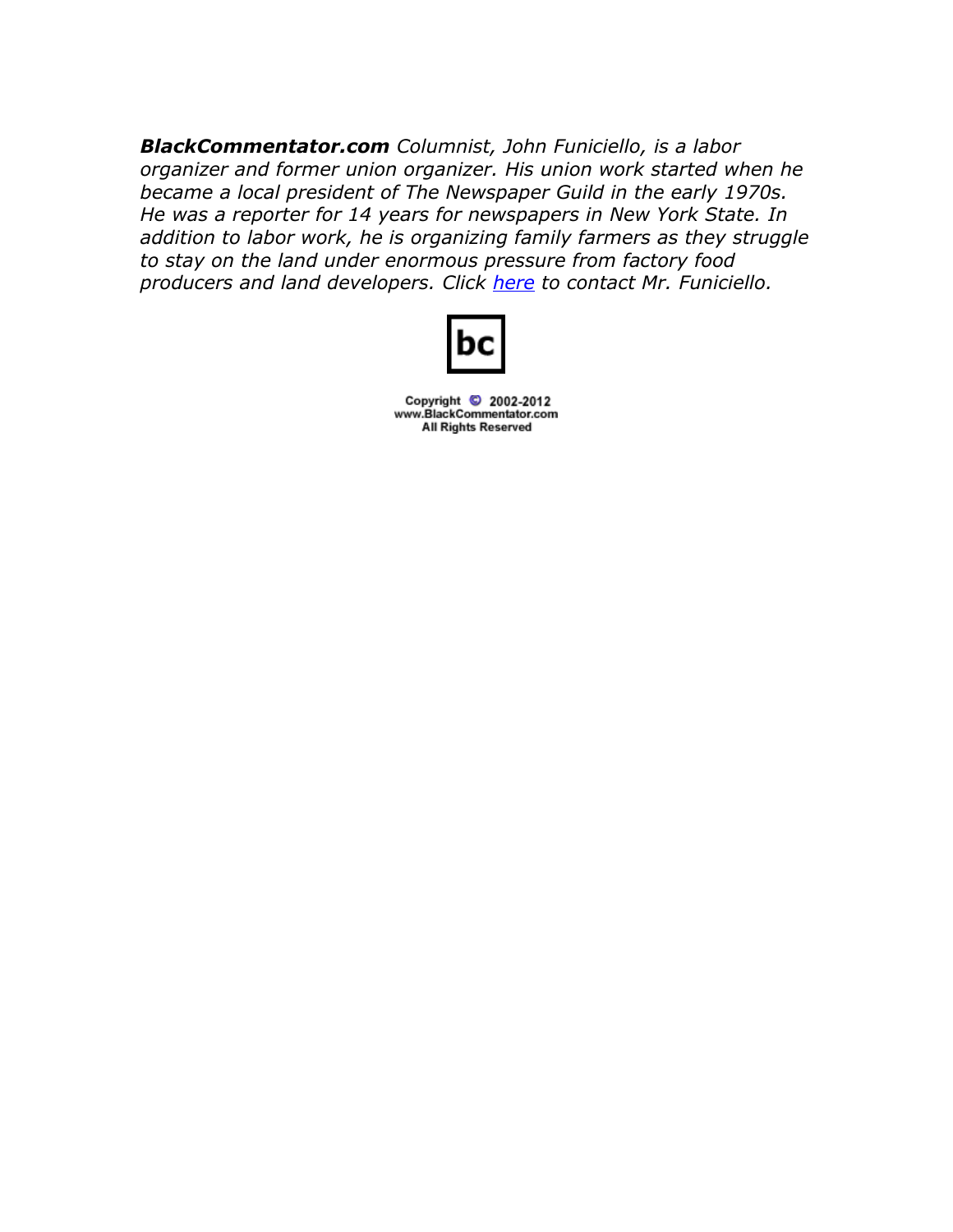***BlackCommentator.com** Columnist, John Funiciello, is a labor organizer and former union organizer. His union work started when he became a local president of The Newspaper Guild in the early 1970s. He was a reporter for 14 years for newspapers in New York State. In addition to labor work, he is organizing family farmers as they struggle to stay on the land under enormous pressure from factory food producers and land developers. Click [here]() to contact Mr. Funiciello.*

bc

Copyright © 2002-2012
www.BlackCommentator.com
All Rights Reserved